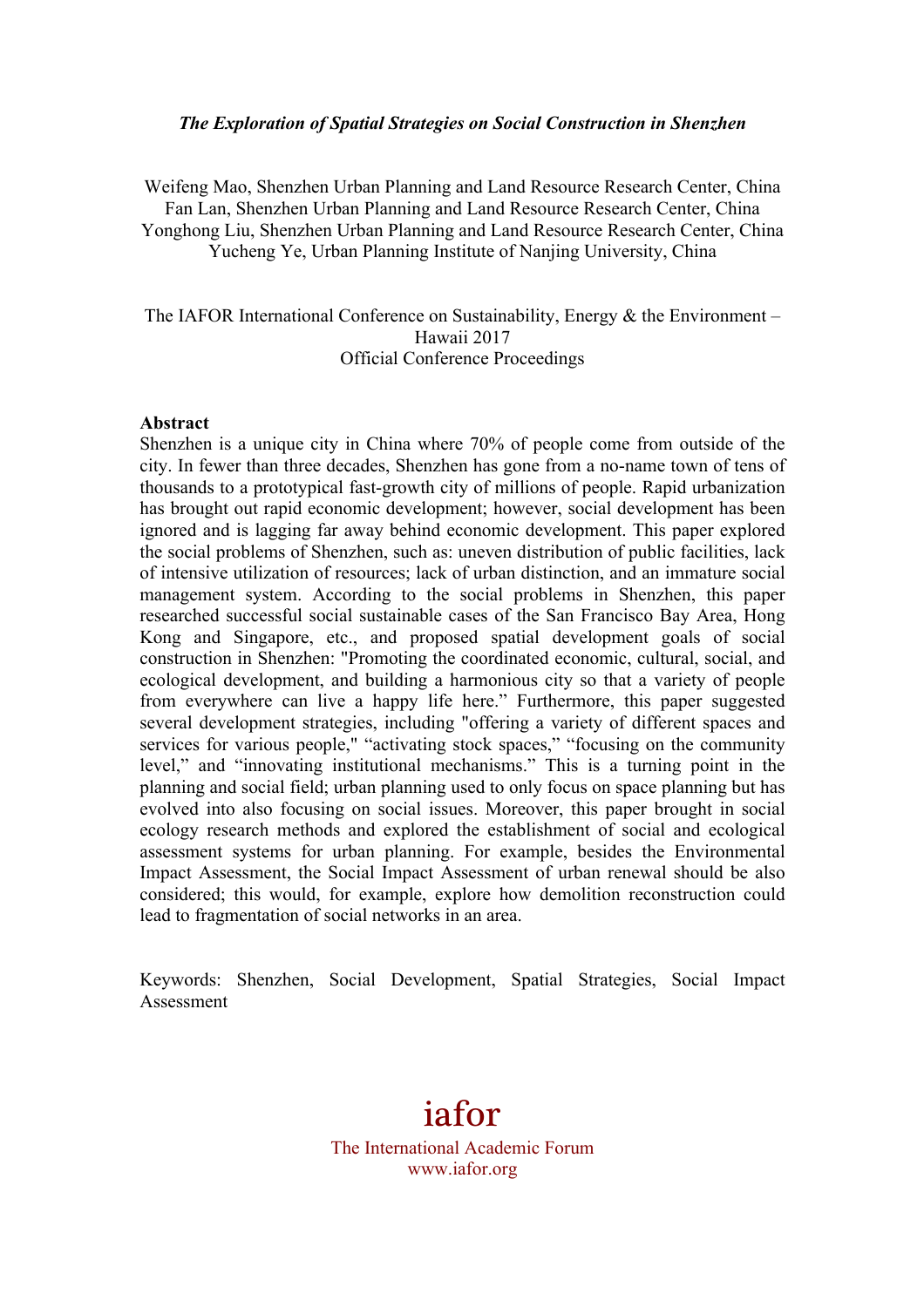# *The Exploration of Spatial Strategies on Social Construction in Shenzhen*

Weifeng Mao, Shenzhen Urban Planning and Land Resource Research Center, China
Fan Lan, Shenzhen Urban Planning and Land Resource Research Center, China
Yonghong Liu, Shenzhen Urban Planning and Land Resource Research Center, China
Yucheng Ye, Urban Planning Institute of Nanjing University, China

The IAFOR International Conference on Sustainability, Energy & the Environment – Hawaii 2017
Official Conference Proceedings

**Abstract**

Shenzhen is a unique city in China where 70% of people come from outside of the city. In fewer than three decades, Shenzhen has gone from a no-name town of tens of thousands to a prototypical fast-growth city of millions of people. Rapid urbanization has brought out rapid economic development; however, social development has been ignored and is lagging far away behind economic development. This paper explored the social problems of Shenzhen, such as: uneven distribution of public facilities, lack of intensive utilization of resources; lack of urban distinction, and an immature social management system. According to the social problems in Shenzhen, this paper researched successful social sustainable cases of the San Francisco Bay Area, Hong Kong and Singapore, etc., and proposed spatial development goals of social construction in Shenzhen: "Promoting the coordinated economic, cultural, social, and ecological development, and building a harmonious city so that a variety of people from everywhere can live a happy life here." Furthermore, this paper suggested several development strategies, including "offering a variety of different spaces and services for various people," "activating stock spaces," "focusing on the community level," and "innovating institutional mechanisms." This is a turning point in the planning and social field; urban planning used to only focus on space planning but has evolved into also focusing on social issues. Moreover, this paper brought in social ecology research methods and explored the establishment of social and ecological assessment systems for urban planning. For example, besides the Environmental Impact Assessment, the Social Impact Assessment of urban renewal should be also considered; this would, for example, explore how demolition reconstruction could lead to fragmentation of social networks in an area.

Keywords: Shenzhen, Social Development, Spatial Strategies, Social Impact Assessment

iafor
The International Academic Forum
www.iafor.org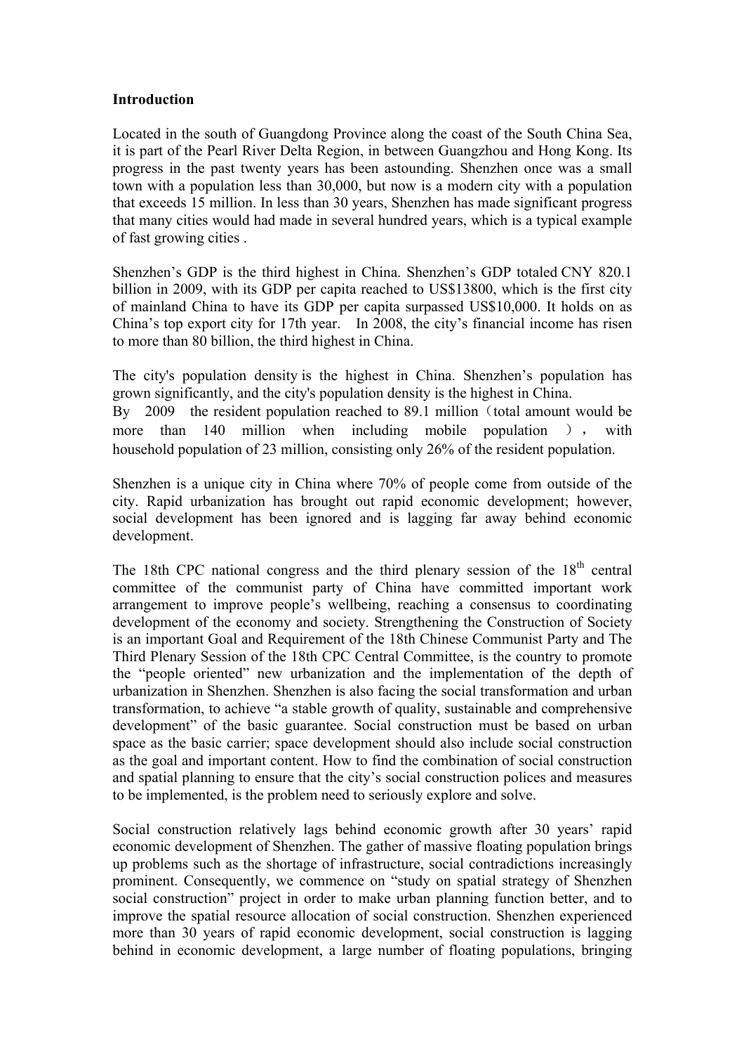**Introduction**

Located in the south of Guangdong Province along the coast of the South China Sea, it is part of the Pearl River Delta Region, in between Guangzhou and Hong Kong. Its progress in the past twenty years has been astounding. Shenzhen once was a small town with a population less than 30,000, but now is a modern city with a population that exceeds 15 million. In less than 30 years, Shenzhen has made significant progress that many cities would had made in several hundred years, which is a typical example of fast growing cities .

Shenzhen's GDP is the third highest in China. Shenzhen's GDP totaled CNY 820.1 billion in 2009, with its GDP per capita reached to US$13800, which is the first city of mainland China to have its GDP per capita surpassed US$10,000. It holds on as China's top export city for 17th year. In 2008, the city's financial income has risen to more than 80 billion, the third highest in China.

The city's population density is the highest in China. Shenzhen's population has grown significantly, and the city's population density is the highest in China. By 2009 the resident population reached to 89.1 million（total amount would be more than 140 million when including mobile population ）, with household population of 23 million, consisting only 26% of the resident population.

Shenzhen is a unique city in China where 70% of people come from outside of the city. Rapid urbanization has brought out rapid economic development; however, social development has been ignored and is lagging far away behind economic development.

The 18th CPC national congress and the third plenary session of the 18th central committee of the communist party of China have committed important work arrangement to improve people's wellbeing, reaching a consensus to coordinating development of the economy and society. Strengthening the Construction of Society is an important Goal and Requirement of the 18th Chinese Communist Party and The Third Plenary Session of the 18th CPC Central Committee, is the country to promote the "people oriented" new urbanization and the implementation of the depth of urbanization in Shenzhen. Shenzhen is also facing the social transformation and urban transformation, to achieve "a stable growth of quality, sustainable and comprehensive development" of the basic guarantee. Social construction must be based on urban space as the basic carrier; space development should also include social construction as the goal and important content. How to find the combination of social construction and spatial planning to ensure that the city's social construction polices and measures to be implemented, is the problem need to seriously explore and solve.

Social construction relatively lags behind economic growth after 30 years' rapid economic development of Shenzhen. The gather of massive floating population brings up problems such as the shortage of infrastructure, social contradictions increasingly prominent. Consequently, we commence on "study on spatial strategy of Shenzhen social construction" project in order to make urban planning function better, and to improve the spatial resource allocation of social construction. Shenzhen experienced more than 30 years of rapid economic development, social construction is lagging behind in economic development, a large number of floating populations, bringing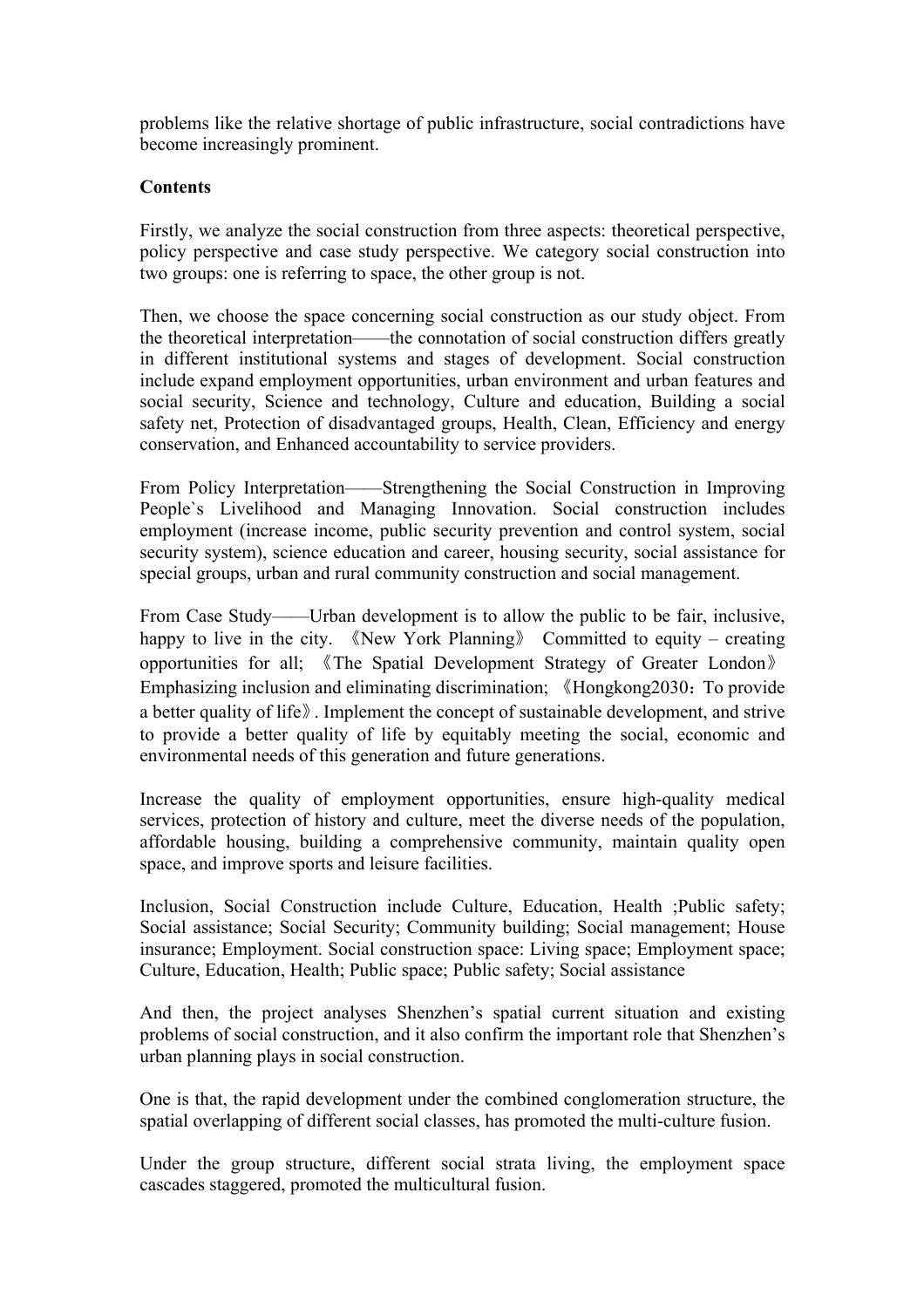problems like the relative shortage of public infrastructure, social contradictions have become increasingly prominent.

**Contents**

Firstly, we analyze the social construction from three aspects: theoretical perspective, policy perspective and case study perspective. We category social construction into two groups: one is referring to space, the other group is not.

Then, we choose the space concerning social construction as our study object. From the theoretical interpretation——the connotation of social construction differs greatly in different institutional systems and stages of development. Social construction include expand employment opportunities, urban environment and urban features and social security, Science and technology, Culture and education, Building a social safety net, Protection of disadvantaged groups, Health, Clean, Efficiency and energy conservation, and Enhanced accountability to service providers.

From Policy Interpretation——Strengthening the Social Construction in Improving People`s Livelihood and Managing Innovation. Social construction includes employment (increase income, public security prevention and control system, social security system), science education and career, housing security, social assistance for special groups, urban and rural community construction and social management.

From Case Study——Urban development is to allow the public to be fair, inclusive, happy to live in the city. 《New York Planning》 Committed to equity – creating opportunities for all; 《The Spatial Development Strategy of Greater London》 Emphasizing inclusion and eliminating discrimination; 《Hongkong2030：To provide a better quality of life》. Implement the concept of sustainable development, and strive to provide a better quality of life by equitably meeting the social, economic and environmental needs of this generation and future generations.

Increase the quality of employment opportunities, ensure high-quality medical services, protection of history and culture, meet the diverse needs of the population, affordable housing, building a comprehensive community, maintain quality open space, and improve sports and leisure facilities.

Inclusion, Social Construction include Culture, Education, Health ;Public safety; Social assistance; Social Security; Community building; Social management; House insurance; Employment. Social construction space: Living space; Employment space; Culture, Education, Health; Public space; Public safety; Social assistance

And then, the project analyses Shenzhen's spatial current situation and existing problems of social construction, and it also confirm the important role that Shenzhen's urban planning plays in social construction.

One is that, the rapid development under the combined conglomeration structure, the spatial overlapping of different social classes, has promoted the multi-culture fusion.

Under the group structure, different social strata living, the employment space cascades staggered, promoted the multicultural fusion.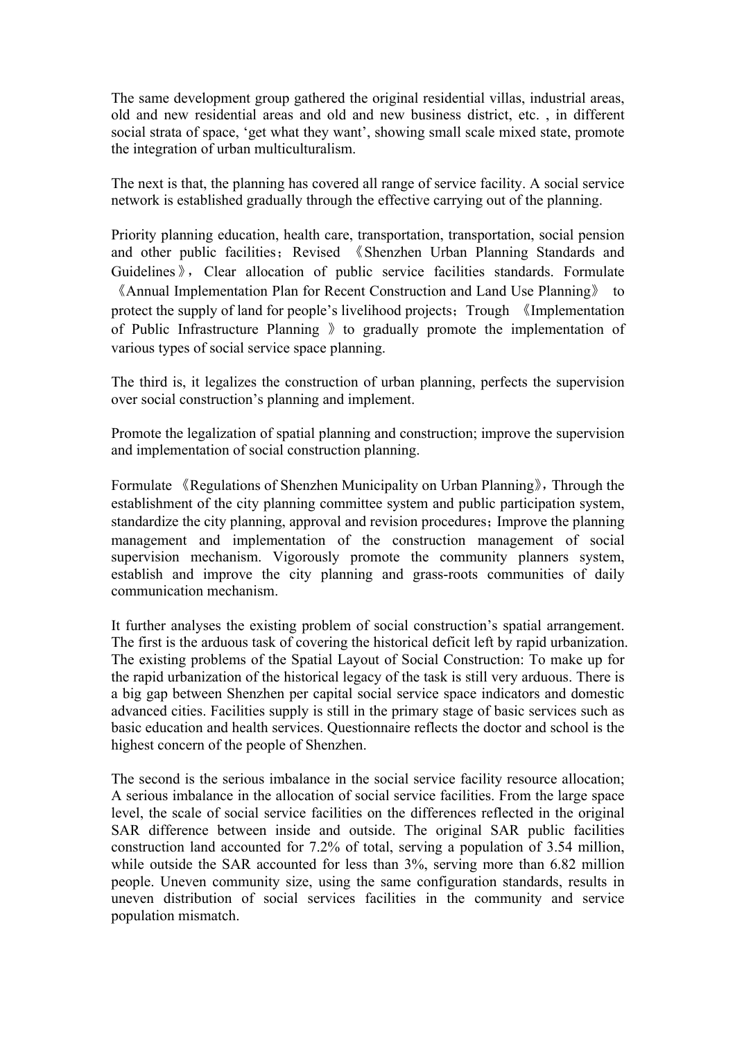The same development group gathered the original residential villas, industrial areas, old and new residential areas and old and new business district, etc. , in different social strata of space, 'get what they want', showing small scale mixed state, promote the integration of urban multiculturalism.

The next is that, the planning has covered all range of service facility. A social service network is established gradually through the effective carrying out of the planning.

Priority planning education, health care, transportation, transportation, social pension and other public facilities；Revised 《Shenzhen Urban Planning Standards and Guidelines》，Clear allocation of public service facilities standards. Formulate 《Annual Implementation Plan for Recent Construction and Land Use Planning》 to protect the supply of land for people's livelihood projects；Trough 《Implementation of Public Infrastructure Planning 》to gradually promote the implementation of various types of social service space planning.

The third is, it legalizes the construction of urban planning, perfects the supervision over social construction's planning and implement.

Promote the legalization of spatial planning and construction; improve the supervision and implementation of social construction planning.

Formulate 《Regulations of Shenzhen Municipality on Urban Planning》，Through the establishment of the city planning committee system and public participation system, standardize the city planning, approval and revision procedures；Improve the planning management and implementation of the construction management of social supervision mechanism. Vigorously promote the community planners system, establish and improve the city planning and grass-roots communities of daily communication mechanism.

It further analyses the existing problem of social construction's spatial arrangement. The first is the arduous task of covering the historical deficit left by rapid urbanization. The existing problems of the Spatial Layout of Social Construction: To make up for the rapid urbanization of the historical legacy of the task is still very arduous. There is a big gap between Shenzhen per capital social service space indicators and domestic advanced cities. Facilities supply is still in the primary stage of basic services such as basic education and health services. Questionnaire reflects the doctor and school is the highest concern of the people of Shenzhen.

The second is the serious imbalance in the social service facility resource allocation; A serious imbalance in the allocation of social service facilities. From the large space level, the scale of social service facilities on the differences reflected in the original SAR difference between inside and outside. The original SAR public facilities construction land accounted for 7.2% of total, serving a population of 3.54 million, while outside the SAR accounted for less than 3%, serving more than 6.82 million people. Uneven community size, using the same configuration standards, results in uneven distribution of social services facilities in the community and service population mismatch.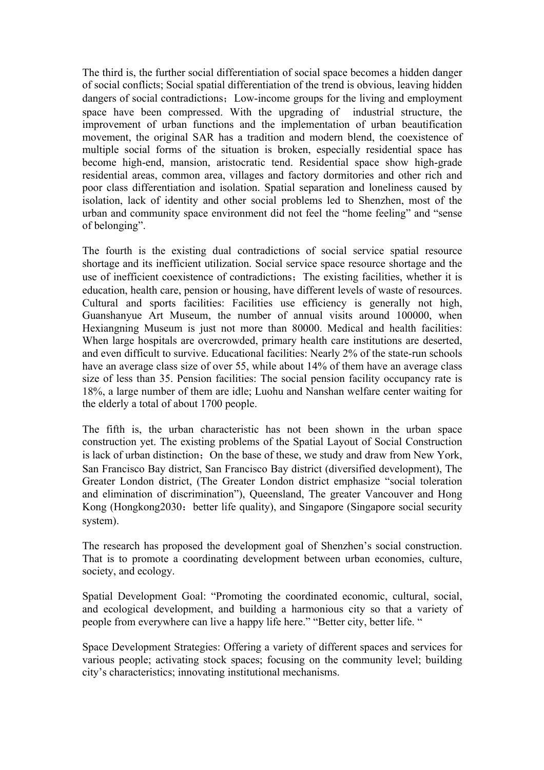The third is, the further social differentiation of social space becomes a hidden danger of social conflicts; Social spatial differentiation of the trend is obvious, leaving hidden dangers of social contradictions；Low-income groups for the living and employment space have been compressed. With the upgrading of industrial structure, the improvement of urban functions and the implementation of urban beautification movement, the original SAR has a tradition and modern blend, the coexistence of multiple social forms of the situation is broken, especially residential space has become high-end, mansion, aristocratic tend. Residential space show high-grade residential areas, common area, villages and factory dormitories and other rich and poor class differentiation and isolation. Spatial separation and loneliness caused by isolation, lack of identity and other social problems led to Shenzhen, most of the urban and community space environment did not feel the "home feeling" and "sense of belonging".

The fourth is the existing dual contradictions of social service spatial resource shortage and its inefficient utilization. Social service space resource shortage and the use of inefficient coexistence of contradictions；The existing facilities, whether it is education, health care, pension or housing, have different levels of waste of resources. Cultural and sports facilities: Facilities use efficiency is generally not high, Guanshanyue Art Museum, the number of annual visits around 100000, when Hexiangning Museum is just not more than 80000. Medical and health facilities: When large hospitals are overcrowded, primary health care institutions are deserted, and even difficult to survive. Educational facilities: Nearly 2% of the state-run schools have an average class size of over 55, while about 14% of them have an average class size of less than 35. Pension facilities: The social pension facility occupancy rate is 18%, a large number of them are idle; Luohu and Nanshan welfare center waiting for the elderly a total of about 1700 people.

The fifth is, the urban characteristic has not been shown in the urban space construction yet. The existing problems of the Spatial Layout of Social Construction is lack of urban distinction；On the base of these, we study and draw from New York, San Francisco Bay district, San Francisco Bay district (diversified development), The Greater London district, (The Greater London district emphasize "social toleration and elimination of discrimination"), Queensland, The greater Vancouver and Hong Kong (Hongkong2030：better life quality), and Singapore (Singapore social security system).

The research has proposed the development goal of Shenzhen's social construction. That is to promote a coordinating development between urban economies, culture, society, and ecology.

Spatial Development Goal: "Promoting the coordinated economic, cultural, social, and ecological development, and building a harmonious city so that a variety of people from everywhere can live a happy life here." "Better city, better life. "

Space Development Strategies: Offering a variety of different spaces and services for various people; activating stock spaces; focusing on the community level; building city's characteristics; innovating institutional mechanisms.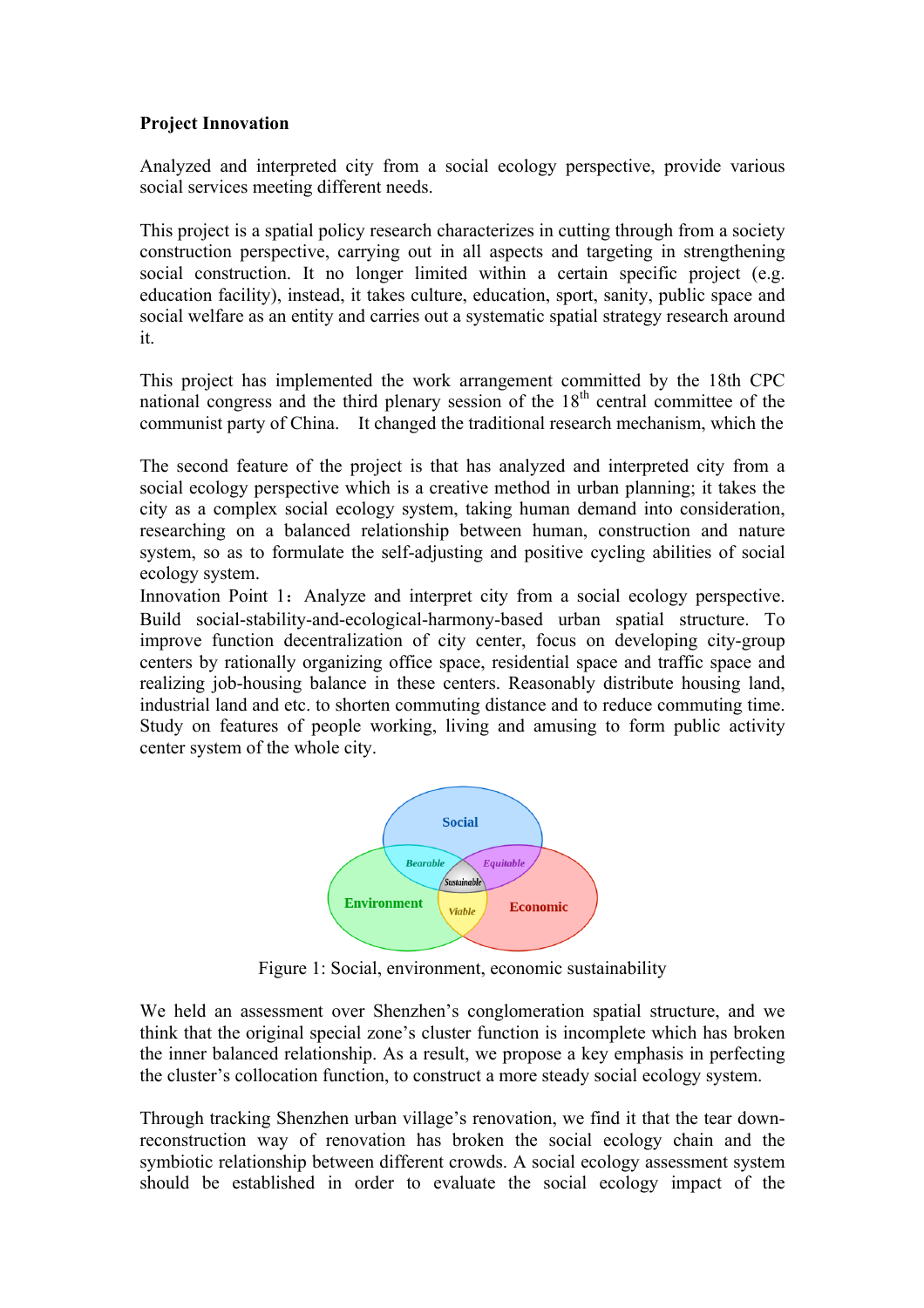**Project Innovation**

Analyzed and interpreted city from a social ecology perspective, provide various social services meeting different needs.

This project is a spatial policy research characterizes in cutting through from a society construction perspective, carrying out in all aspects and targeting in strengthening social construction. It no longer limited within a certain specific project (e.g. education facility), instead, it takes culture, education, sport, sanity, public space and social welfare as an entity and carries out a systematic spatial strategy research around it.

This project has implemented the work arrangement committed by the 18th CPC national congress and the third plenary session of the 18th central committee of the communist party of China. It changed the traditional research mechanism, which the

The second feature of the project is that has analyzed and interpreted city from a social ecology perspective which is a creative method in urban planning; it takes the city as a complex social ecology system, taking human demand into consideration, researching on a balanced relationship between human, construction and nature system, so as to formulate the self-adjusting and positive cycling abilities of social ecology system.

Innovation Point 1：Analyze and interpret city from a social ecology perspective. Build social-stability-and-ecological-harmony-based urban spatial structure. To improve function decentralization of city center, focus on developing city-group centers by rationally organizing office space, residential space and traffic space and realizing job-housing balance in these centers. Reasonably distribute housing land, industrial land and etc. to shorten commuting distance and to reduce commuting time. Study on features of people working, living and amusing to form public activity center system of the whole city.

Figure 1: Social, environment, economic sustainability

We held an assessment over Shenzhen's conglomeration spatial structure, and we think that the original special zone's cluster function is incomplete which has broken the inner balanced relationship. As a result, we propose a key emphasis in perfecting the cluster's collocation function, to construct a more steady social ecology system.

Through tracking Shenzhen urban village's renovation, we find it that the tear down-reconstruction way of renovation has broken the social ecology chain and the symbiotic relationship between different crowds. A social ecology assessment system should be established in order to evaluate the social ecology impact of the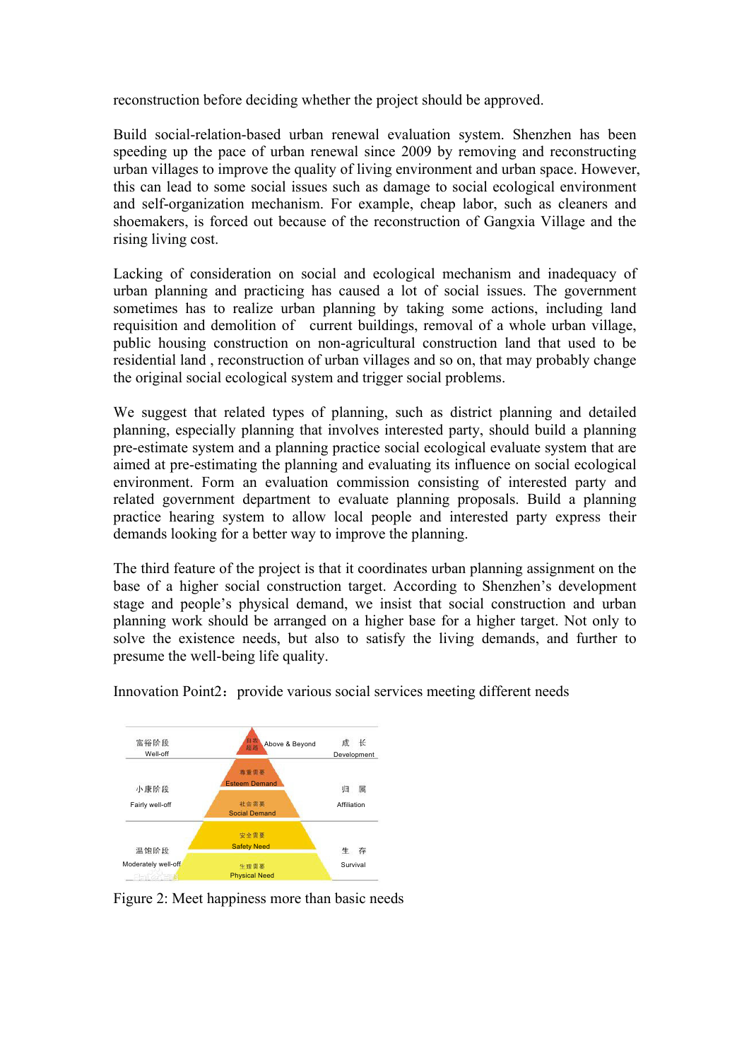reconstruction before deciding whether the project should be approved.

Build social-relation-based urban renewal evaluation system. Shenzhen has been speeding up the pace of urban renewal since 2009 by removing and reconstructing urban villages to improve the quality of living environment and urban space. However, this can lead to some social issues such as damage to social ecological environment and self-organization mechanism. For example, cheap labor, such as cleaners and shoemakers, is forced out because of the reconstruction of Gangxia Village and the rising living cost.

Lacking of consideration on social and ecological mechanism and inadequacy of urban planning and practicing has caused a lot of social issues. The government sometimes has to realize urban planning by taking some actions, including land requisition and demolition of current buildings, removal of a whole urban village, public housing construction on non-agricultural construction land that used to be residential land , reconstruction of urban villages and so on, that may probably change the original social ecological system and trigger social problems.

We suggest that related types of planning, such as district planning and detailed planning, especially planning that involves interested party, should build a planning pre-estimate system and a planning practice social ecological evaluate system that are aimed at pre-estimating the planning and evaluating its influence on social ecological environment. Form an evaluation commission consisting of interested party and related government department to evaluate planning proposals. Build a planning practice hearing system to allow local people and interested party express their demands looking for a better way to improve the planning.

The third feature of the project is that it coordinates urban planning assignment on the base of a higher social construction target. According to Shenzhen's development stage and people's physical demand, we insist that social construction and urban planning work should be arranged on a higher base for a higher target. Not only to solve the existence needs, but also to satisfy the living demands, and further to presume the well-being life quality.

Innovation Point2：provide various social services meeting different needs

Figure 2: Meet happiness more than basic needs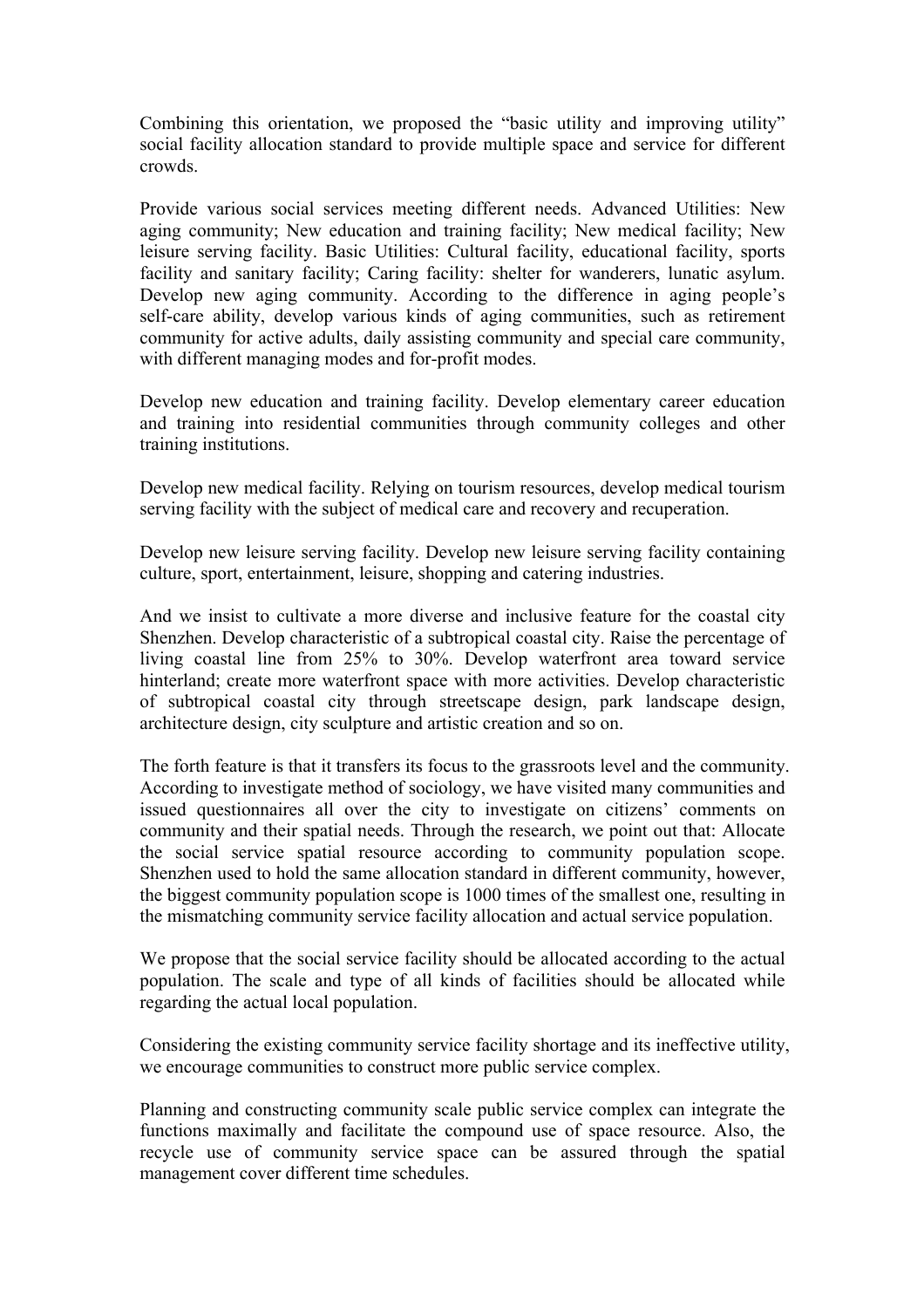Combining this orientation, we proposed the "basic utility and improving utility" social facility allocation standard to provide multiple space and service for different crowds.

Provide various social services meeting different needs. Advanced Utilities: New aging community; New education and training facility; New medical facility; New leisure serving facility. Basic Utilities: Cultural facility, educational facility, sports facility and sanitary facility; Caring facility: shelter for wanderers, lunatic asylum. Develop new aging community. According to the difference in aging people's self-care ability, develop various kinds of aging communities, such as retirement community for active adults, daily assisting community and special care community, with different managing modes and for-profit modes.

Develop new education and training facility. Develop elementary career education and training into residential communities through community colleges and other training institutions.

Develop new medical facility. Relying on tourism resources, develop medical tourism serving facility with the subject of medical care and recovery and recuperation.

Develop new leisure serving facility. Develop new leisure serving facility containing culture, sport, entertainment, leisure, shopping and catering industries.

And we insist to cultivate a more diverse and inclusive feature for the coastal city Shenzhen. Develop characteristic of a subtropical coastal city. Raise the percentage of living coastal line from 25% to 30%. Develop waterfront area toward service hinterland; create more waterfront space with more activities. Develop characteristic of subtropical coastal city through streetscape design, park landscape design, architecture design, city sculpture and artistic creation and so on.

The forth feature is that it transfers its focus to the grassroots level and the community. According to investigate method of sociology, we have visited many communities and issued questionnaires all over the city to investigate on citizens' comments on community and their spatial needs. Through the research, we point out that: Allocate the social service spatial resource according to community population scope. Shenzhen used to hold the same allocation standard in different community, however, the biggest community population scope is 1000 times of the smallest one, resulting in the mismatching community service facility allocation and actual service population.

We propose that the social service facility should be allocated according to the actual population. The scale and type of all kinds of facilities should be allocated while regarding the actual local population.

Considering the existing community service facility shortage and its ineffective utility, we encourage communities to construct more public service complex.

Planning and constructing community scale public service complex can integrate the functions maximally and facilitate the compound use of space resource. Also, the recycle use of community service space can be assured through the spatial management cover different time schedules.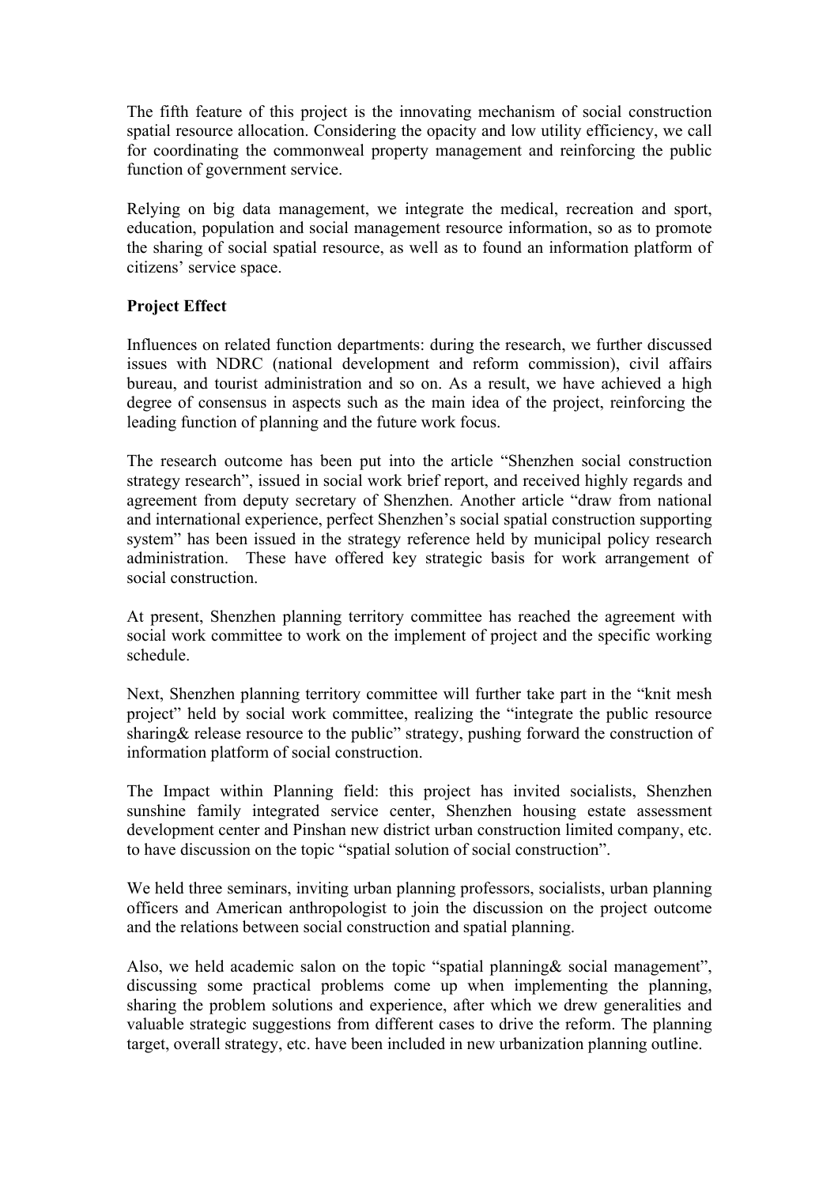The fifth feature of this project is the innovating mechanism of social construction spatial resource allocation. Considering the opacity and low utility efficiency, we call for coordinating the commonweal property management and reinforcing the public function of government service.

Relying on big data management, we integrate the medical, recreation and sport, education, population and social management resource information, so as to promote the sharing of social spatial resource, as well as to found an information platform of citizens' service space.

**Project Effect**

Influences on related function departments: during the research, we further discussed issues with NDRC (national development and reform commission), civil affairs bureau, and tourist administration and so on. As a result, we have achieved a high degree of consensus in aspects such as the main idea of the project, reinforcing the leading function of planning and the future work focus.

The research outcome has been put into the article "Shenzhen social construction strategy research", issued in social work brief report, and received highly regards and agreement from deputy secretary of Shenzhen. Another article "draw from national and international experience, perfect Shenzhen's social spatial construction supporting system" has been issued in the strategy reference held by municipal policy research administration. These have offered key strategic basis for work arrangement of social construction.

At present, Shenzhen planning territory committee has reached the agreement with social work committee to work on the implement of project and the specific working schedule.

Next, Shenzhen planning territory committee will further take part in the "knit mesh project" held by social work committee, realizing the "integrate the public resource sharing& release resource to the public" strategy, pushing forward the construction of information platform of social construction.

The Impact within Planning field: this project has invited socialists, Shenzhen sunshine family integrated service center, Shenzhen housing estate assessment development center and Pinshan new district urban construction limited company, etc. to have discussion on the topic "spatial solution of social construction".

We held three seminars, inviting urban planning professors, socialists, urban planning officers and American anthropologist to join the discussion on the project outcome and the relations between social construction and spatial planning.

Also, we held academic salon on the topic "spatial planning& social management", discussing some practical problems come up when implementing the planning, sharing the problem solutions and experience, after which we drew generalities and valuable strategic suggestions from different cases to drive the reform. The planning target, overall strategy, etc. have been included in new urbanization planning outline.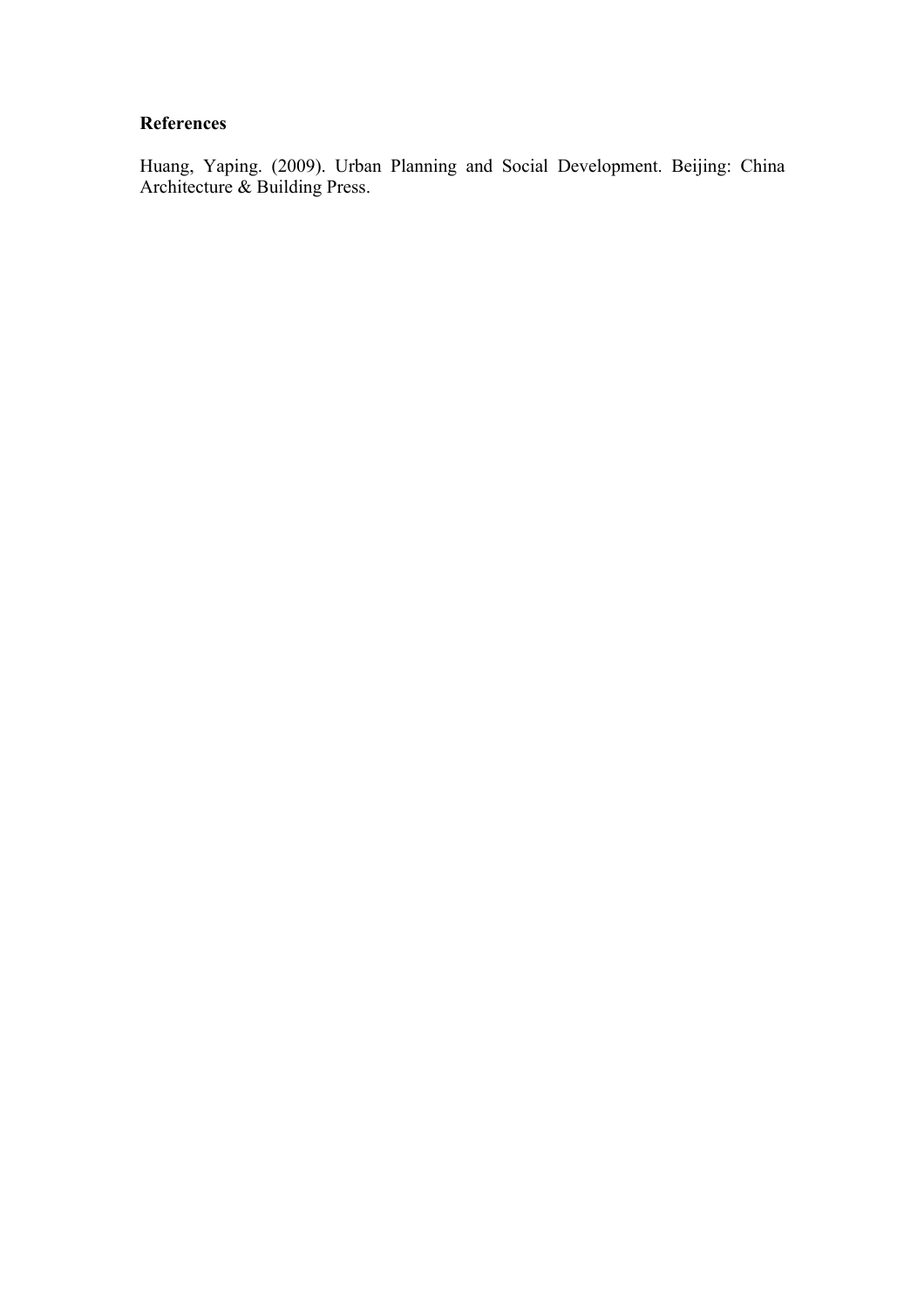**References**

Huang, Yaping. (2009). Urban Planning and Social Development. Beijing: China Architecture & Building Press.